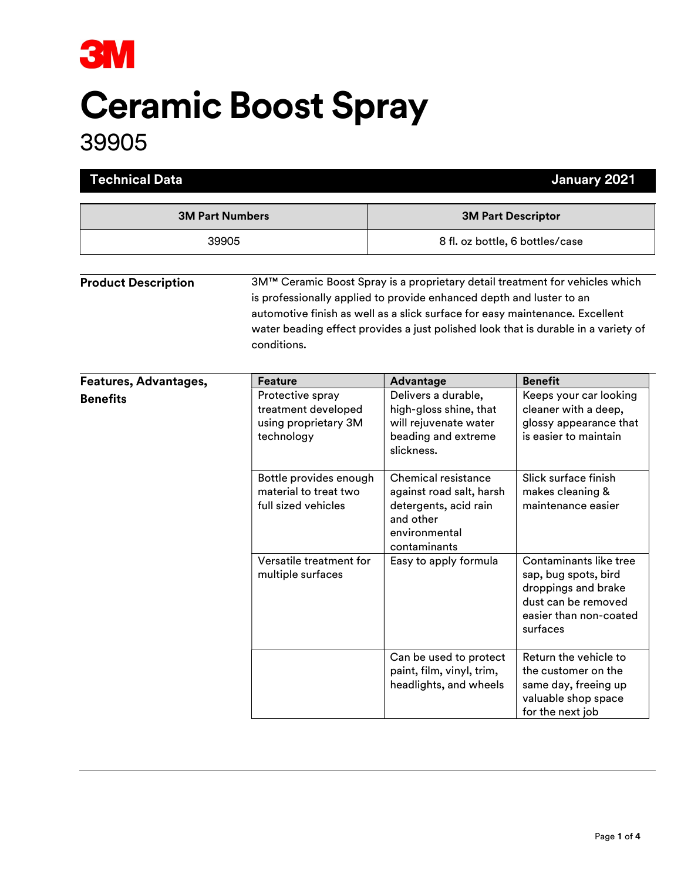3M

# Ceramic Boost Spray

## 39905

**Technical Data** — **January 2021**

| 3M Part Numbers | 3M Part Descriptor |
|---|---|
| 39905 | 8 fl. oz bottle, 6 bottles/case |

**Product Description**

3M™ Ceramic Boost Spray is a proprietary detail treatment for vehicles which is professionally applied to provide enhanced depth and luster to an automotive finish as well as a slick surface for easy maintenance. Excellent water beading effect provides a just polished look that is durable in a variety of conditions.

**Features, Advantages, Benefits**

| Feature | Advantage | Benefit |
|---|---|---|
| Protective spray treatment developed using proprietary 3M technology | Delivers a durable, high-gloss shine, that will rejuvenate water beading and extreme slickness. | Keeps your car looking cleaner with a deep, glossy appearance that is easier to maintain |
| Bottle provides enough material to treat two full sized vehicles | Chemical resistance against road salt, harsh detergents, acid rain and other environmental contaminants | Slick surface finish makes cleaning & maintenance easier |
| Versatile treatment for multiple surfaces | Easy to apply formula | Contaminants like tree sap, bug spots, bird droppings and brake dust can be removed easier than non-coated surfaces |
| | Can be used to protect paint, film, vinyl, trim, headlights, and wheels | Return the vehicle to the customer on the same day, freeing up valuable shop space for the next job |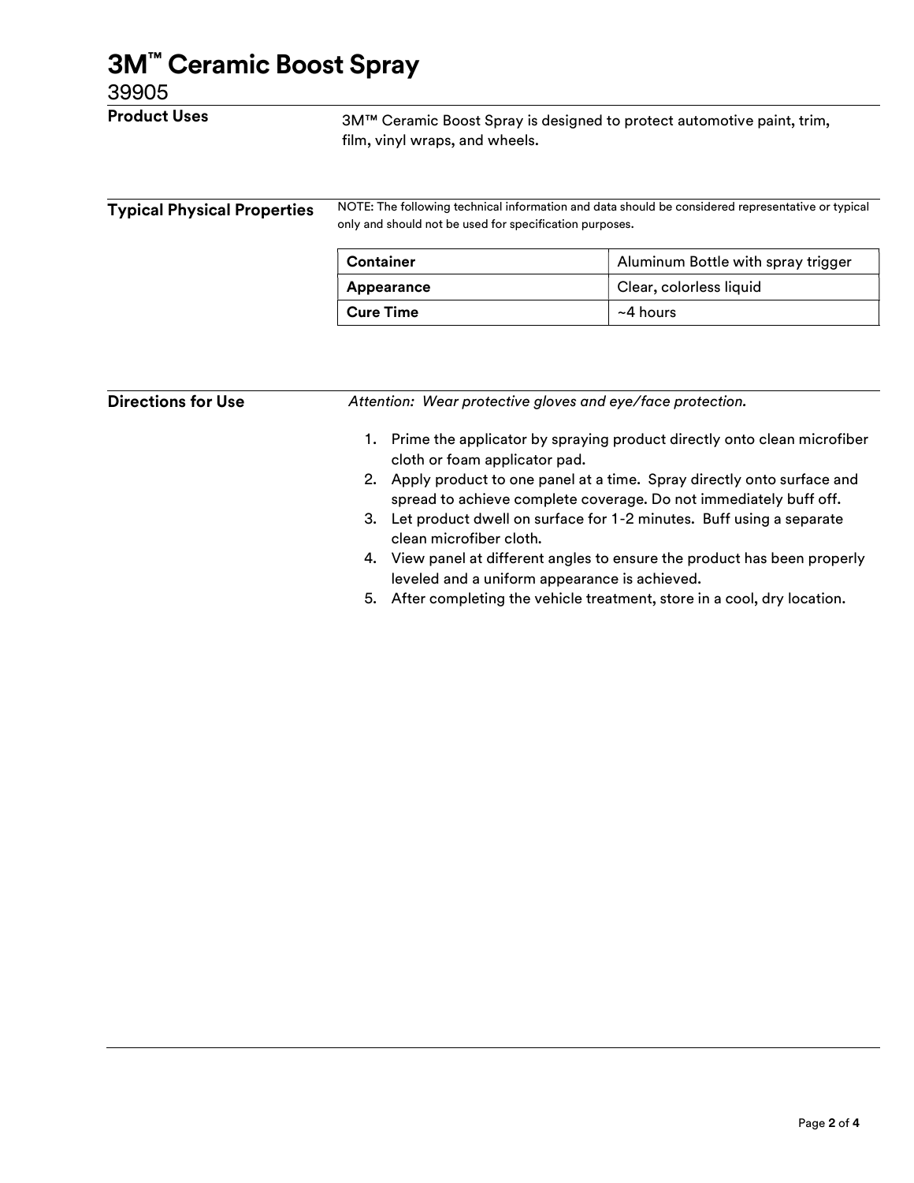# 3M™ Ceramic Boost Spray

39905

## Product Uses

3M™ Ceramic Boost Spray is designed to protect automotive paint, trim, film, vinyl wraps, and wheels.

## Typical Physical Properties

NOTE: The following technical information and data should be considered representative or typical only and should not be used for specification purposes.

| Container | Aluminum Bottle with spray trigger |
|---|---|
| **Appearance** | Clear, colorless liquid |
| **Cure Time** | ~4 hours |

## Directions for Use

*Attention: Wear protective gloves and eye/face protection.*

1. Prime the applicator by spraying product directly onto clean microfiber cloth or foam applicator pad.
2. Apply product to one panel at a time. Spray directly onto surface and spread to achieve complete coverage. Do not immediately buff off.
3. Let product dwell on surface for 1-2 minutes. Buff using a separate clean microfiber cloth.
4. View panel at different angles to ensure the product has been properly leveled and a uniform appearance is achieved.
5. After completing the vehicle treatment, store in a cool, dry location.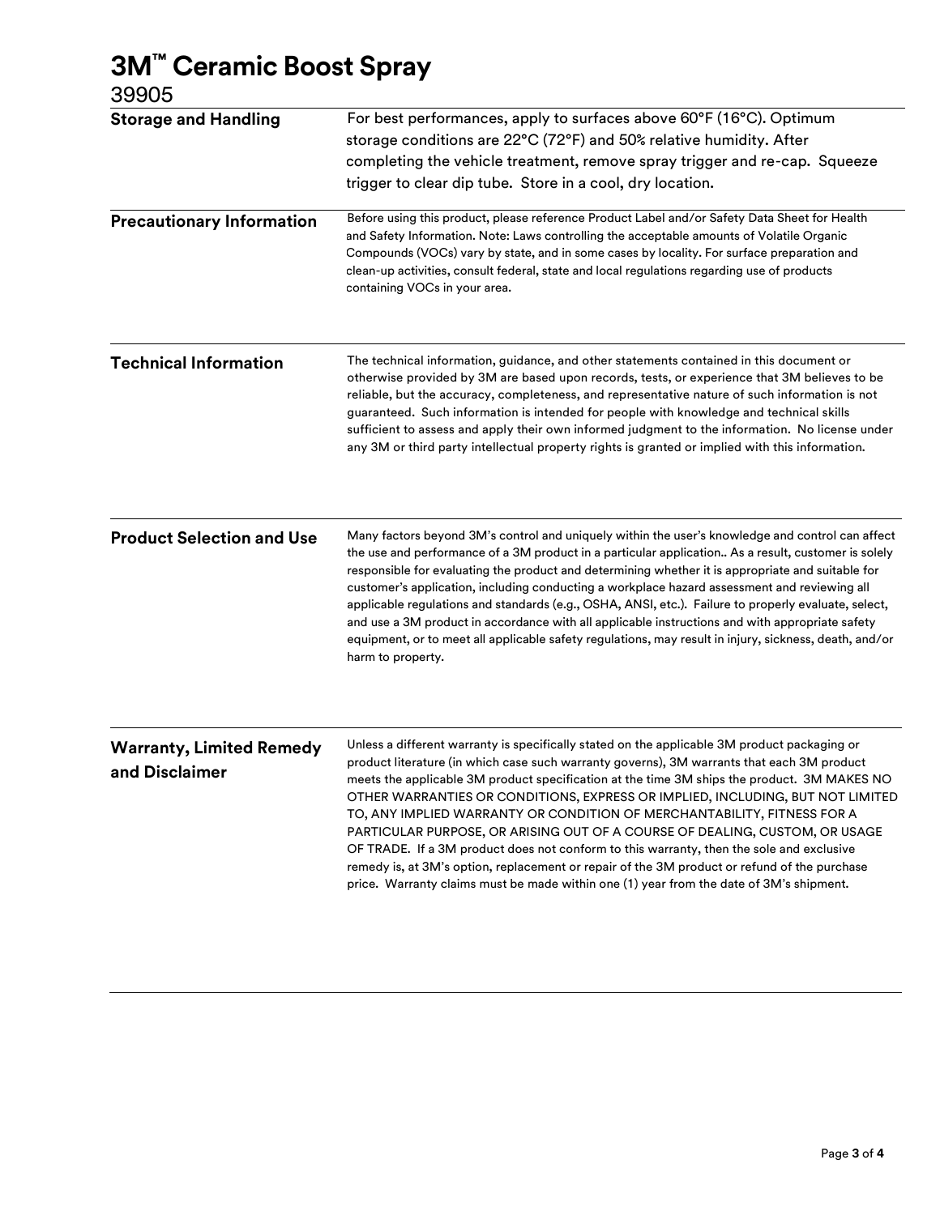# 3M™ Ceramic Boost Spray

39905

## Storage and Handling

For best performances, apply to surfaces above 60°F (16°C). Optimum storage conditions are 22°C (72°F) and 50% relative humidity. After completing the vehicle treatment, remove spray trigger and re-cap. Squeeze trigger to clear dip tube. Store in a cool, dry location.

## Precautionary Information

Before using this product, please reference Product Label and/or Safety Data Sheet for Health and Safety Information. Note: Laws controlling the acceptable amounts of Volatile Organic Compounds (VOCs) vary by state, and in some cases by locality. For surface preparation and clean-up activities, consult federal, state and local regulations regarding use of products containing VOCs in your area.

## Technical Information

The technical information, guidance, and other statements contained in this document or otherwise provided by 3M are based upon records, tests, or experience that 3M believes to be reliable, but the accuracy, completeness, and representative nature of such information is not guaranteed. Such information is intended for people with knowledge and technical skills sufficient to assess and apply their own informed judgment to the information. No license under any 3M or third party intellectual property rights is granted or implied with this information.

## Product Selection and Use

Many factors beyond 3M's control and uniquely within the user's knowledge and control can affect the use and performance of a 3M product in a particular application.. As a result, customer is solely responsible for evaluating the product and determining whether it is appropriate and suitable for customer's application, including conducting a workplace hazard assessment and reviewing all applicable regulations and standards (e.g., OSHA, ANSI, etc.). Failure to properly evaluate, select, and use a 3M product in accordance with all applicable instructions and with appropriate safety equipment, or to meet all applicable safety regulations, may result in injury, sickness, death, and/or harm to property.

## Warranty, Limited Remedy and Disclaimer

Unless a different warranty is specifically stated on the applicable 3M product packaging or product literature (in which case such warranty governs), 3M warrants that each 3M product meets the applicable 3M product specification at the time 3M ships the product. 3M MAKES NO OTHER WARRANTIES OR CONDITIONS, EXPRESS OR IMPLIED, INCLUDING, BUT NOT LIMITED TO, ANY IMPLIED WARRANTY OR CONDITION OF MERCHANTABILITY, FITNESS FOR A PARTICULAR PURPOSE, OR ARISING OUT OF A COURSE OF DEALING, CUSTOM, OR USAGE OF TRADE. If a 3M product does not conform to this warranty, then the sole and exclusive remedy is, at 3M's option, replacement or repair of the 3M product or refund of the purchase price. Warranty claims must be made within one (1) year from the date of 3M's shipment.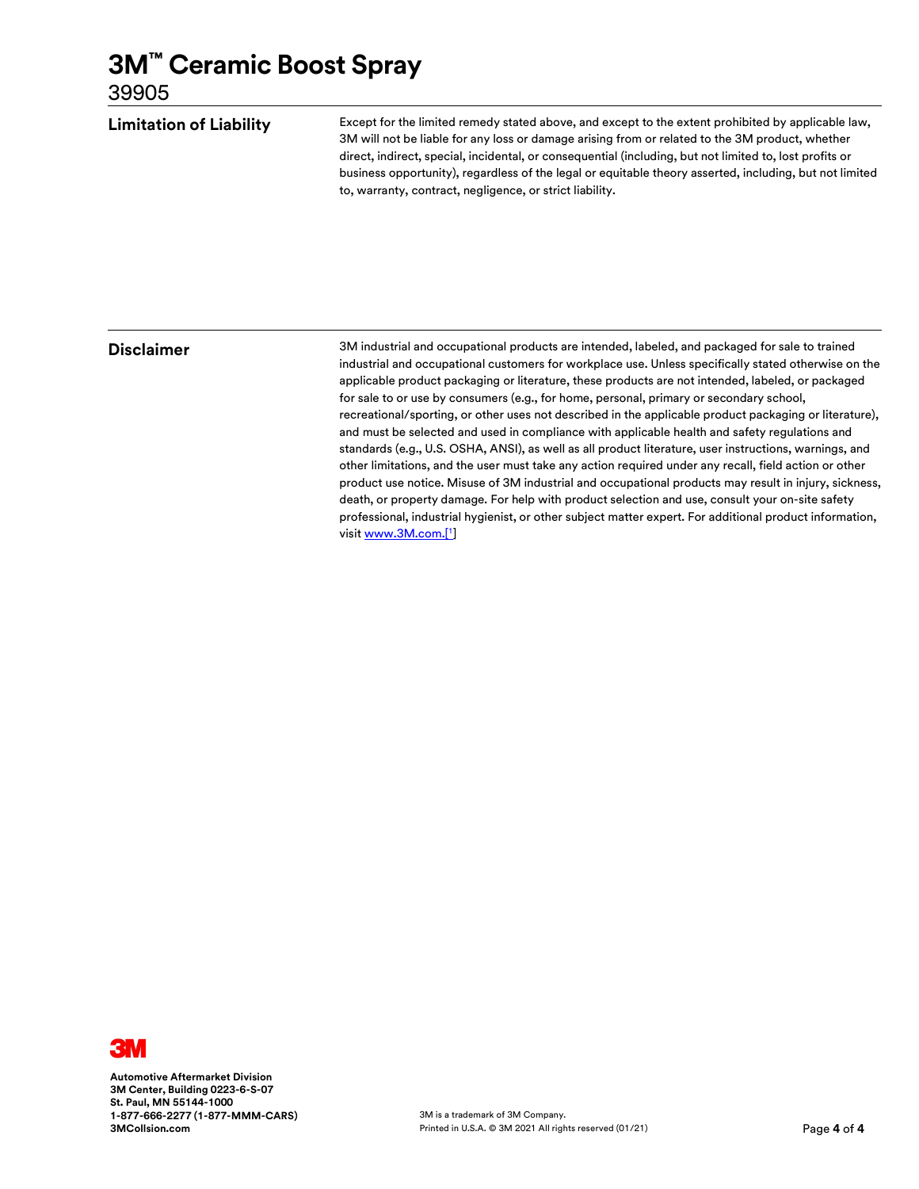## Limitation of Liability

Except for the limited remedy stated above, and except to the extent prohibited by applicable law, 3M will not be liable for any loss or damage arising from or related to the 3M product, whether direct, indirect, special, incidental, or consequential (including, but not limited to, lost profits or business opportunity), regardless of the legal or equitable theory asserted, including, but not limited to, warranty, contract, negligence, or strict liability.

## Disclaimer

3M industrial and occupational products are intended, labeled, and packaged for sale to trained industrial and occupational customers for workplace use. Unless specifically stated otherwise on the applicable product packaging or literature, these products are not intended, labeled, or packaged for sale to or use by consumers (e.g., for home, personal, primary or secondary school, recreational/sporting, or other uses not described in the applicable product packaging or literature), and must be selected and used in compliance with applicable health and safety regulations and standards (e.g., U.S. OSHA, ANSI), as well as all product literature, user instructions, warnings, and other limitations, and the user must take any action required under any recall, field action or other product use notice. Misuse of 3M industrial and occupational products may result in injury, sickness, death, or property damage. For help with product selection and use, consult your on-site safety professional, industrial hygienist, or other subject matter expert. For additional product information, visit www.3M.com.[1]

**Automotive Aftermarket Division**
**3M Center, Building 0223-6-S-07**
**St. Paul, MN 55144-1000**
**1-877-666-2277 (1-877-MMM-CARS)**
**3MCollsion.com**

3M is a trademark of 3M Company.
Printed in U.S.A. © 3M 2021 All rights reserved (01/21)